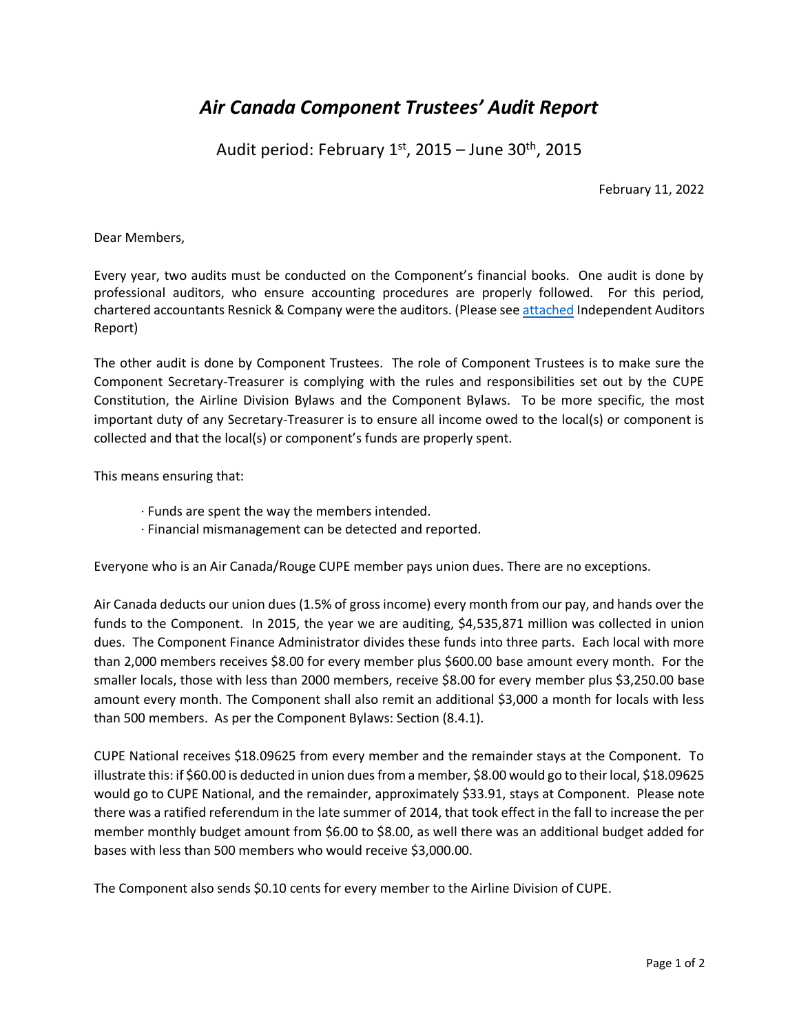# *Air Canada Component Trustees' Audit Report*

Audit period: February 1st, 2015 – June 30th, 2015

February 11, 2022

Dear Members,

Every year, two audits must be conducted on the Component's financial books. One audit is done by professional auditors, who ensure accounting procedures are properly followed. For this period, chartered accountants Resnick & Company were the auditors. (Please see attached Independent Auditors Report)

The other audit is done by Component Trustees. The role of Component Trustees is to make sure the Component Secretary-Treasurer is complying with the rules and responsibilities set out by the CUPE Constitution, the Airline Division Bylaws and the Component Bylaws. To be more specific, the most important duty of any Secretary-Treasurer is to ensure all income owed to the local(s) or component is collected and that the local(s) or component's funds are properly spent.

This means ensuring that:

- Funds are spent the way the members intended.
- Financial mismanagement can be detected and reported.

Everyone who is an Air Canada/Rouge CUPE member pays union dues. There are no exceptions.

Air Canada deducts our union dues (1.5% of gross income) every month from our pay, and hands over the funds to the Component. In 2015, the year we are auditing, $4,535,871 million was collected in union dues. The Component Finance Administrator divides these funds into three parts. Each local with more than 2,000 members receives $8.00 for every member plus $600.00 base amount every month. For the smaller locals, those with less than 2000 members, receive $8.00 for every member plus $3,250.00 base amount every month. The Component shall also remit an additional $3,000 a month for locals with less than 500 members. As per the Component Bylaws: Section (8.4.1).

CUPE National receives $18.09625 from every member and the remainder stays at the Component. To illustrate this: if $60.00 is deducted in union dues from a member, $8.00 would go to their local, $18.09625 would go to CUPE National, and the remainder, approximately $33.91, stays at Component. Please note there was a ratified referendum in the late summer of 2014, that took effect in the fall to increase the per member monthly budget amount from $6.00 to $8.00, as well there was an additional budget added for bases with less than 500 members who would receive $3,000.00.

The Component also sends $0.10 cents for every member to the Airline Division of CUPE.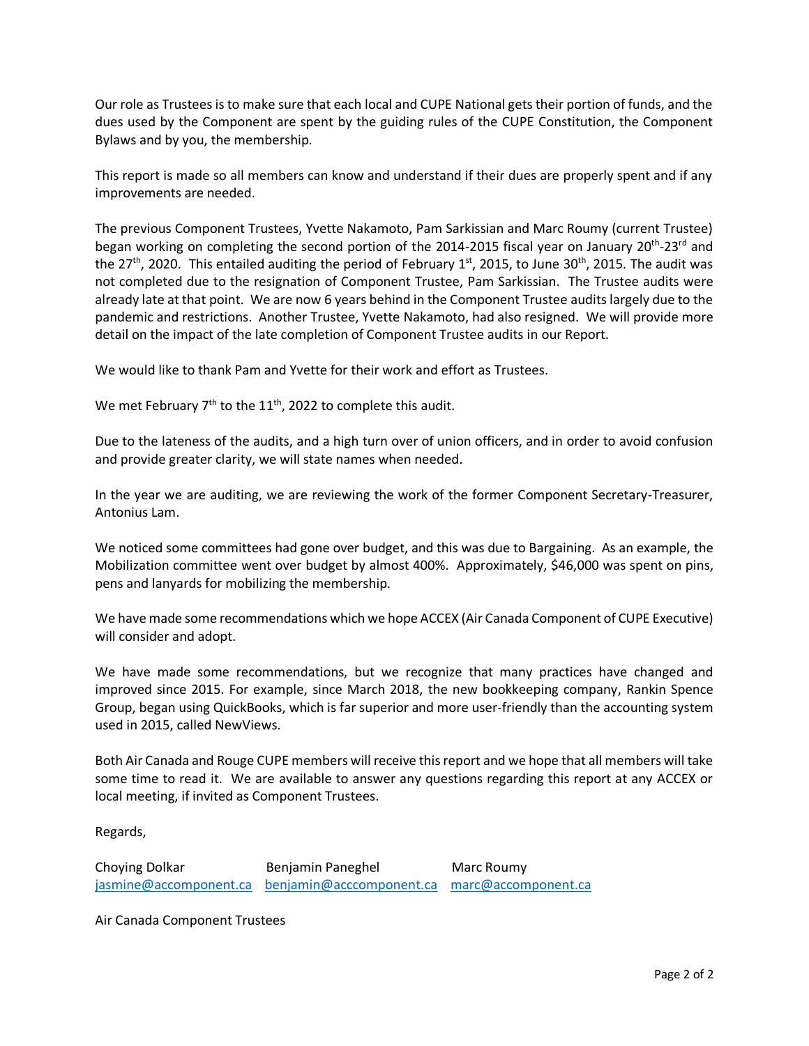Our role as Trustees is to make sure that each local and CUPE National gets their portion of funds, and the dues used by the Component are spent by the guiding rules of the CUPE Constitution, the Component Bylaws and by you, the membership.

This report is made so all members can know and understand if their dues are properly spent and if any improvements are needed.

The previous Component Trustees, Yvette Nakamoto, Pam Sarkissian and Marc Roumy (current Trustee) began working on completing the second portion of the 2014-2015 fiscal year on January 20th-23rd and the 27th, 2020. This entailed auditing the period of February 1st, 2015, to June 30th, 2015. The audit was not completed due to the resignation of Component Trustee, Pam Sarkissian. The Trustee audits were already late at that point. We are now 6 years behind in the Component Trustee audits largely due to the pandemic and restrictions. Another Trustee, Yvette Nakamoto, had also resigned. We will provide more detail on the impact of the late completion of Component Trustee audits in our Report.

We would like to thank Pam and Yvette for their work and effort as Trustees.

We met February 7th to the 11th, 2022 to complete this audit.

Due to the lateness of the audits, and a high turn over of union officers, and in order to avoid confusion and provide greater clarity, we will state names when needed.

In the year we are auditing, we are reviewing the work of the former Component Secretary-Treasurer, Antonius Lam.

We noticed some committees had gone over budget, and this was due to Bargaining. As an example, the Mobilization committee went over budget by almost 400%. Approximately, $46,000 was spent on pins, pens and lanyards for mobilizing the membership.

We have made some recommendations which we hope ACCEX (Air Canada Component of CUPE Executive) will consider and adopt.

We have made some recommendations, but we recognize that many practices have changed and improved since 2015. For example, since March 2018, the new bookkeeping company, Rankin Spence Group, began using QuickBooks, which is far superior and more user-friendly than the accounting system used in 2015, called NewViews.

Both Air Canada and Rouge CUPE members will receive this report and we hope that all members will take some time to read it. We are available to answer any questions regarding this report at any ACCEX or local meeting, if invited as Component Trustees.

Regards,

| Choying Dolkar | Benjamin Paneghel | Marc Roumy |
|---|---|---|
| jasmine@accomponent.ca | benjamin@acccomponent.ca | marc@accomponent.ca |

Air Canada Component Trustees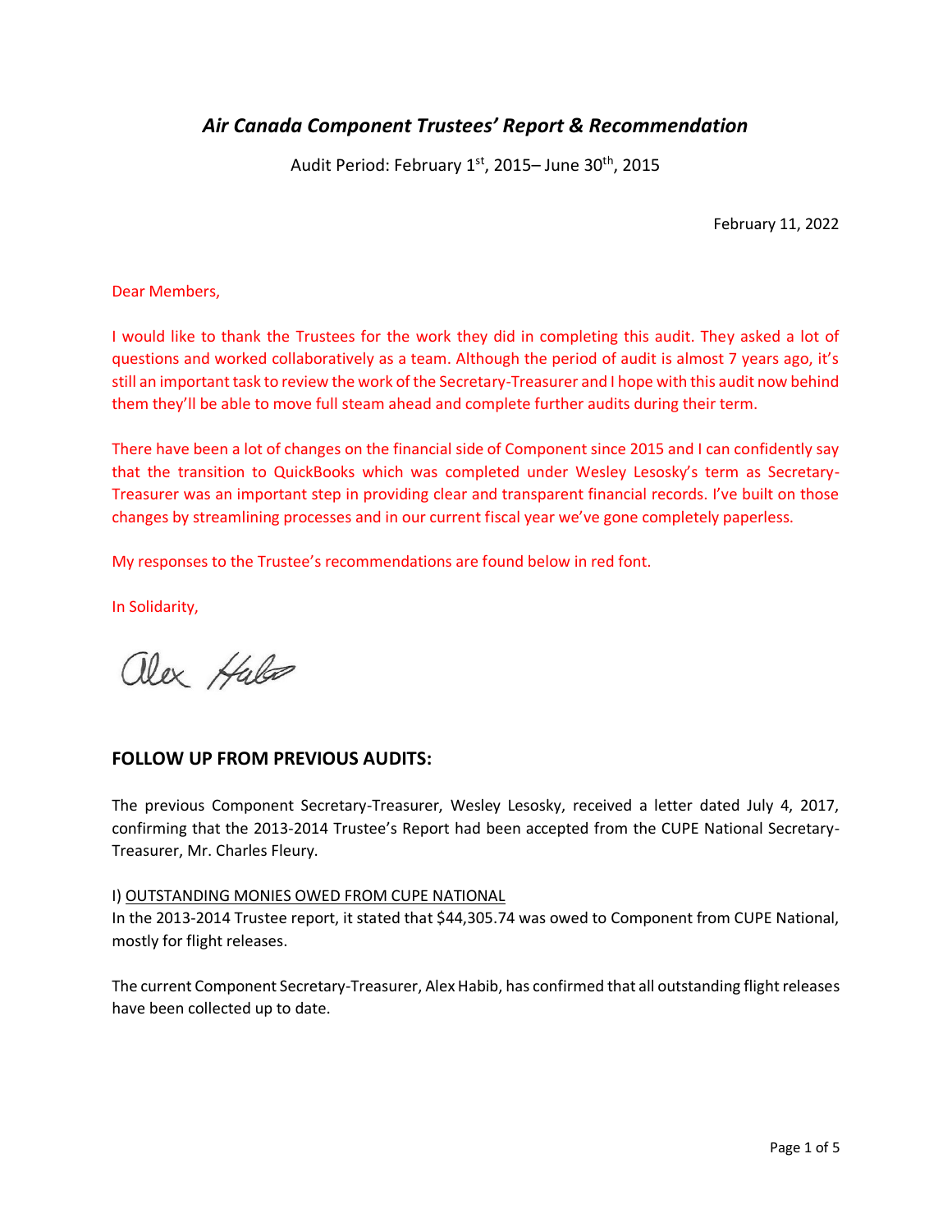# *Air Canada Component Trustees' Report & Recommendation*

Audit Period: February 1st, 2015– June 30th, 2015

February 11, 2022

Dear Members,

I would like to thank the Trustees for the work they did in completing this audit. They asked a lot of questions and worked collaboratively as a team. Although the period of audit is almost 7 years ago, it's still an important task to review the work of the Secretary-Treasurer and I hope with this audit now behind them they'll be able to move full steam ahead and complete further audits during their term.

There have been a lot of changes on the financial side of Component since 2015 and I can confidently say that the transition to QuickBooks which was completed under Wesley Lesosky's term as Secretary-Treasurer was an important step in providing clear and transparent financial records. I've built on those changes by streamlining processes and in our current fiscal year we've gone completely paperless.

My responses to the Trustee's recommendations are found below in red font.

In Solidarity,

Alex Habib

## FOLLOW UP FROM PREVIOUS AUDITS:

The previous Component Secretary-Treasurer, Wesley Lesosky, received a letter dated July 4, 2017, confirming that the 2013-2014 Trustee's Report had been accepted from the CUPE National Secretary-Treasurer, Mr. Charles Fleury.

I) <u>OUTSTANDING MONIES OWED FROM CUPE NATIONAL</u>

In the 2013-2014 Trustee report, it stated that $44,305.74 was owed to Component from CUPE National, mostly for flight releases.

The current Component Secretary-Treasurer, Alex Habib, has confirmed that all outstanding flight releases have been collected up to date.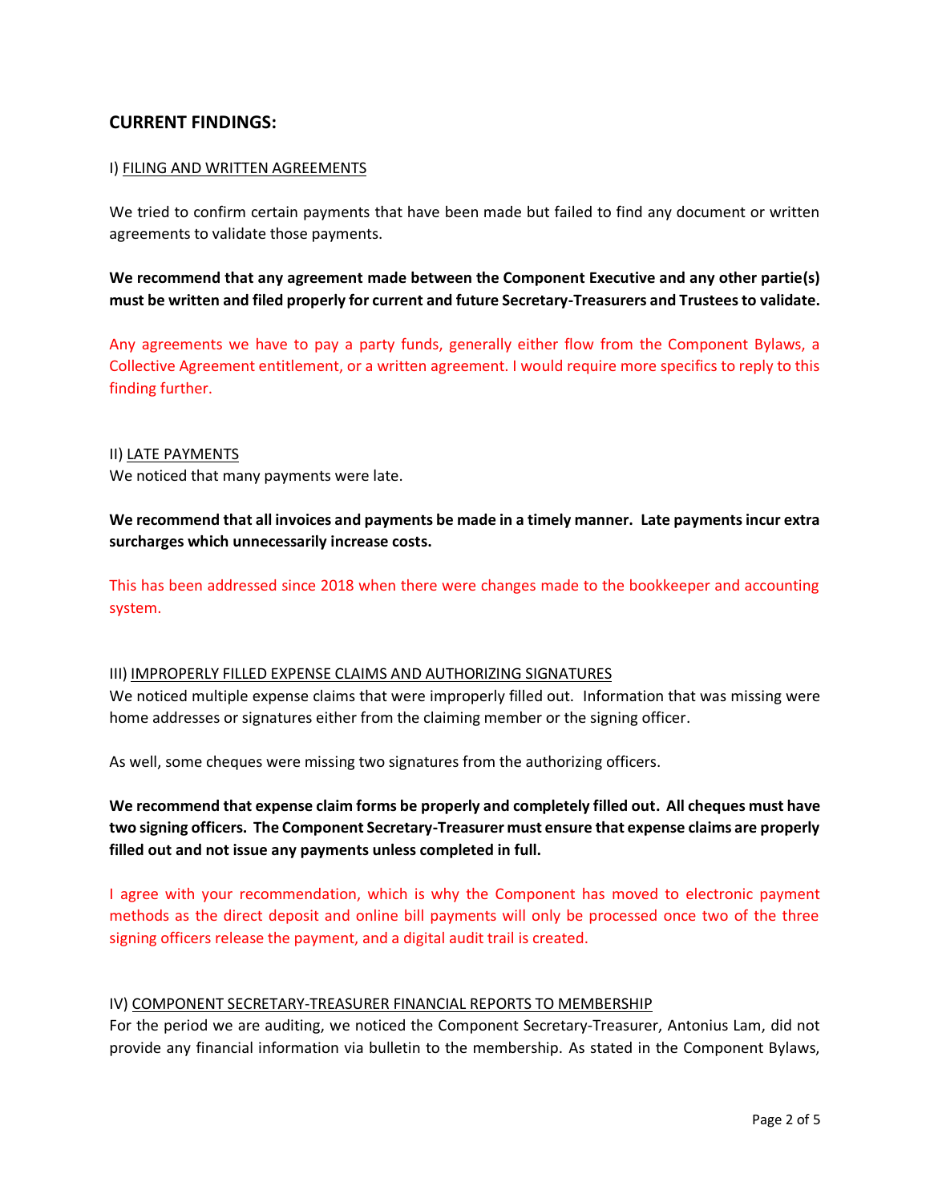## CURRENT FINDINGS:

I) <u>FILING AND WRITTEN AGREEMENTS</u>

We tried to confirm certain payments that have been made but failed to find any document or written agreements to validate those payments.

**We recommend that any agreement made between the Component Executive and any other partie(s) must be written and filed properly for current and future Secretary-Treasurers and Trustees to validate.**

Any agreements we have to pay a party funds, generally either flow from the Component Bylaws, a Collective Agreement entitlement, or a written agreement. I would require more specifics to reply to this finding further.

II) <u>LATE PAYMENTS</u>

We noticed that many payments were late.

**We recommend that all invoices and payments be made in a timely manner. Late payments incur extra surcharges which unnecessarily increase costs.**

This has been addressed since 2018 when there were changes made to the bookkeeper and accounting system.

III) <u>IMPROPERLY FILLED EXPENSE CLAIMS AND AUTHORIZING SIGNATURES</u>

We noticed multiple expense claims that were improperly filled out. Information that was missing were home addresses or signatures either from the claiming member or the signing officer.

As well, some cheques were missing two signatures from the authorizing officers.

**We recommend that expense claim forms be properly and completely filled out. All cheques must have two signing officers. The Component Secretary-Treasurer must ensure that expense claims are properly filled out and not issue any payments unless completed in full.**

I agree with your recommendation, which is why the Component has moved to electronic payment methods as the direct deposit and online bill payments will only be processed once two of the three signing officers release the payment, and a digital audit trail is created.

IV) <u>COMPONENT SECRETARY-TREASURER FINANCIAL REPORTS TO MEMBERSHIP</u>

For the period we are auditing, we noticed the Component Secretary-Treasurer, Antonius Lam, did not provide any financial information via bulletin to the membership. As stated in the Component Bylaws,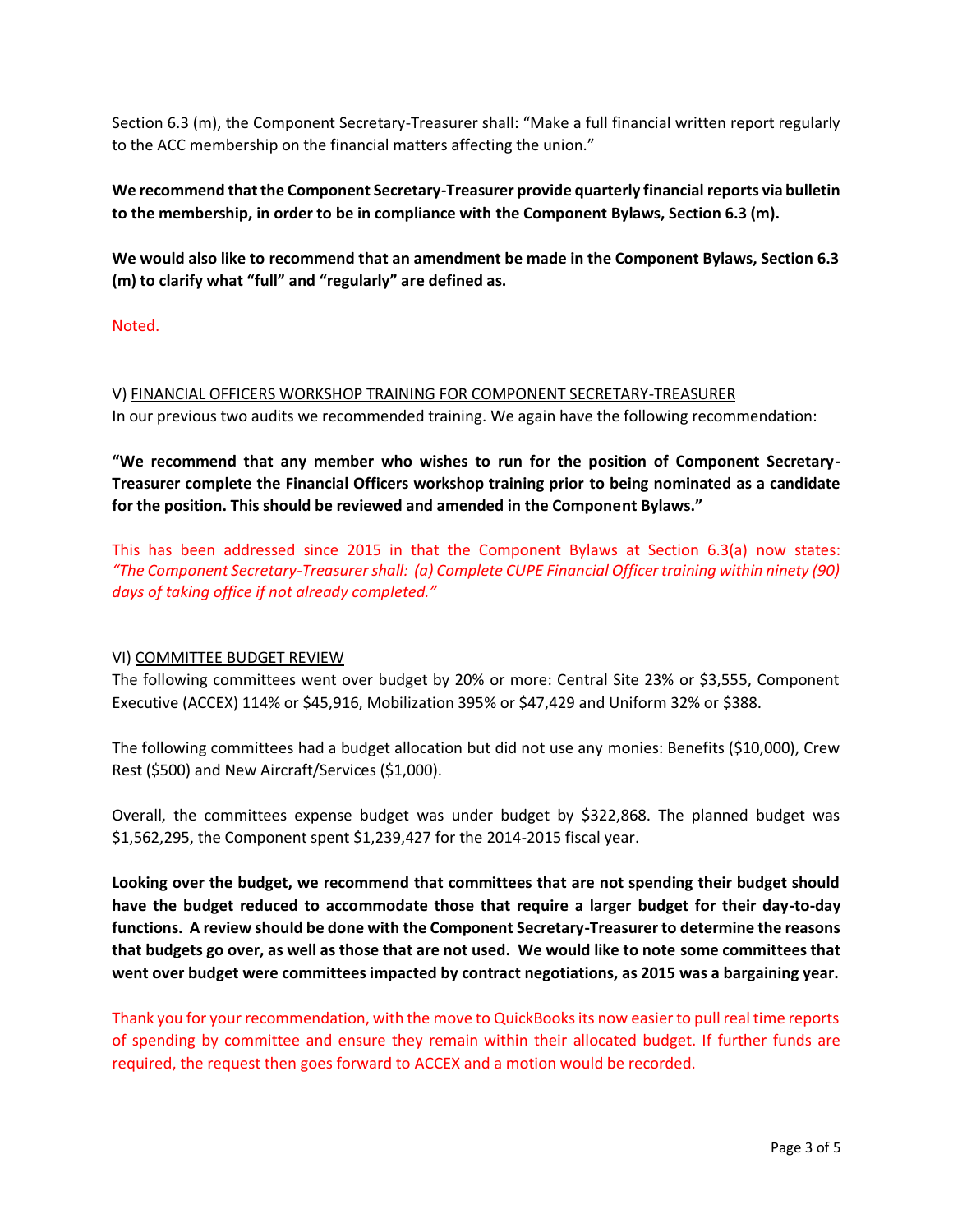Section 6.3 (m), the Component Secretary-Treasurer shall: “Make a full financial written report regularly to the ACC membership on the financial matters affecting the union.”

**We recommend that the Component Secretary-Treasurer provide quarterly financial reports via bulletin to the membership, in order to be in compliance with the Component Bylaws, Section 6.3 (m).**

**We would also like to recommend that an amendment be made in the Component Bylaws, Section 6.3 (m) to clarify what “full” and “regularly” are defined as.**

Noted.

V) FINANCIAL OFFICERS WORKSHOP TRAINING FOR COMPONENT SECRETARY-TREASURER

In our previous two audits we recommended training. We again have the following recommendation:

**“We recommend that any member who wishes to run for the position of Component Secretary-Treasurer complete the Financial Officers workshop training prior to being nominated as a candidate for the position. This should be reviewed and amended in the Component Bylaws.”**

This has been addressed since 2015 in that the Component Bylaws at Section 6.3(a) now states: *“The Component Secretary-Treasurer shall: (a) Complete CUPE Financial Officer training within ninety (90) days of taking office if not already completed.”*

VI) COMMITTEE BUDGET REVIEW

The following committees went over budget by 20% or more: Central Site 23% or $3,555, Component Executive (ACCEX) 114% or $45,916, Mobilization 395% or $47,429 and Uniform 32% or $388.

The following committees had a budget allocation but did not use any monies: Benefits ($10,000), Crew Rest ($500) and New Aircraft/Services ($1,000).

Overall, the committees expense budget was under budget by $322,868. The planned budget was $1,562,295, the Component spent $1,239,427 for the 2014-2015 fiscal year.

**Looking over the budget, we recommend that committees that are not spending their budget should have the budget reduced to accommodate those that require a larger budget for their day-to-day functions. A review should be done with the Component Secretary-Treasurer to determine the reasons that budgets go over, as well as those that are not used. We would like to note some committees that went over budget were committees impacted by contract negotiations, as 2015 was a bargaining year.**

Thank you for your recommendation, with the move to QuickBooks its now easier to pull real time reports of spending by committee and ensure they remain within their allocated budget. If further funds are required, the request then goes forward to ACCEX and a motion would be recorded.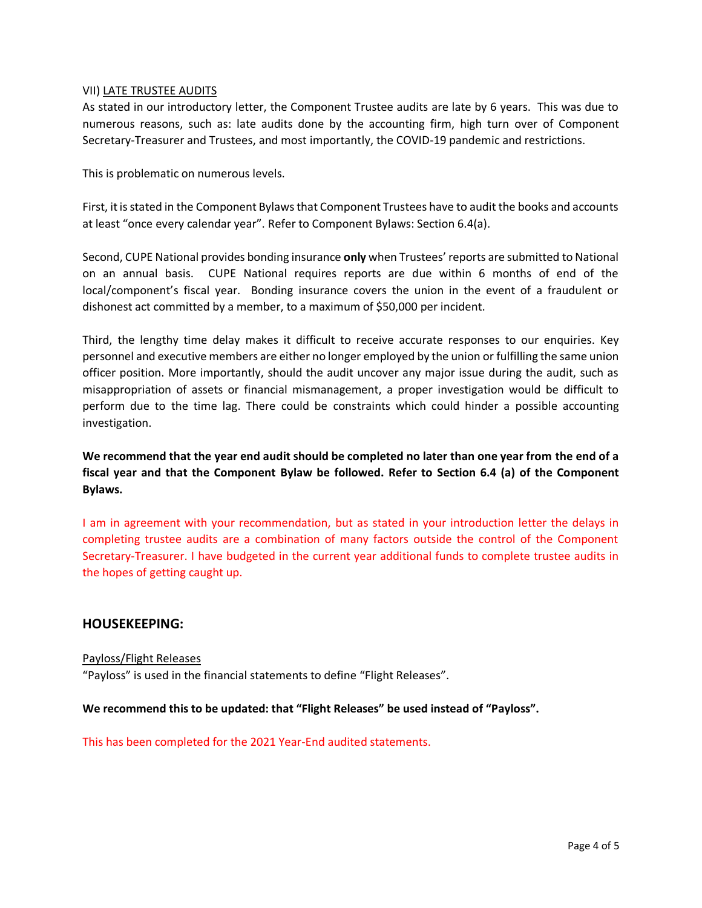VII) LATE TRUSTEE AUDITS

As stated in our introductory letter, the Component Trustee audits are late by 6 years. This was due to numerous reasons, such as: late audits done by the accounting firm, high turn over of Component Secretary-Treasurer and Trustees, and most importantly, the COVID-19 pandemic and restrictions.

This is problematic on numerous levels.

First, it is stated in the Component Bylaws that Component Trustees have to audit the books and accounts at least "once every calendar year". Refer to Component Bylaws: Section 6.4(a).

Second, CUPE National provides bonding insurance **only** when Trustees' reports are submitted to National on an annual basis. CUPE National requires reports are due within 6 months of end of the local/component's fiscal year. Bonding insurance covers the union in the event of a fraudulent or dishonest act committed by a member, to a maximum of $50,000 per incident.

Third, the lengthy time delay makes it difficult to receive accurate responses to our enquiries. Key personnel and executive members are either no longer employed by the union or fulfilling the same union officer position. More importantly, should the audit uncover any major issue during the audit, such as misappropriation of assets or financial mismanagement, a proper investigation would be difficult to perform due to the time lag. There could be constraints which could hinder a possible accounting investigation.

**We recommend that the year end audit should be completed no later than one year from the end of a fiscal year and that the Component Bylaw be followed. Refer to Section 6.4 (a) of the Component Bylaws.**

I am in agreement with your recommendation, but as stated in your introduction letter the delays in completing trustee audits are a combination of many factors outside the control of the Component Secretary-Treasurer. I have budgeted in the current year additional funds to complete trustee audits in the hopes of getting caught up.

## HOUSEKEEPING:

Payloss/Flight Releases

"Payloss" is used in the financial statements to define "Flight Releases".

**We recommend this to be updated: that "Flight Releases" be used instead of "Payloss".**

This has been completed for the 2021 Year-End audited statements.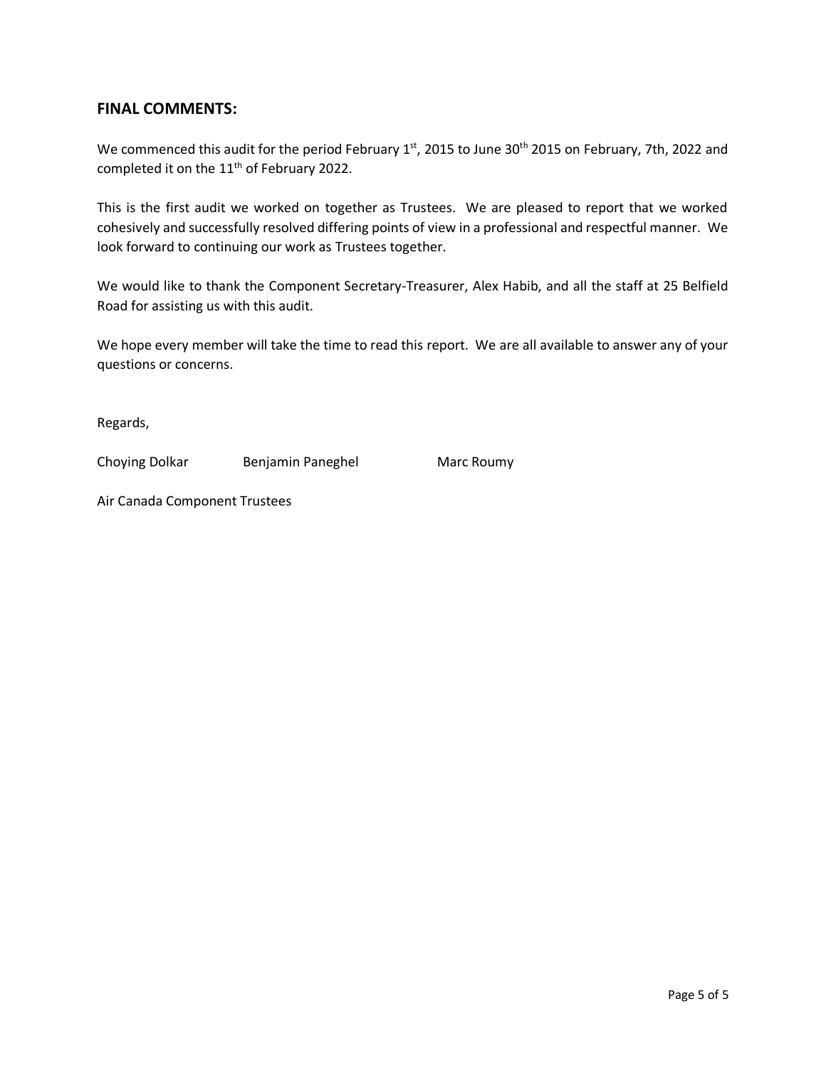## FINAL COMMENTS:

We commenced this audit for the period February 1st, 2015 to June 30th 2015 on February, 7th, 2022 and completed it on the 11th of February 2022.

This is the first audit we worked on together as Trustees. We are pleased to report that we worked cohesively and successfully resolved differing points of view in a professional and respectful manner. We look forward to continuing our work as Trustees together.

We would like to thank the Component Secretary-Treasurer, Alex Habib, and all the staff at 25 Belfield Road for assisting us with this audit.

We hope every member will take the time to read this report. We are all available to answer any of your questions or concerns.

Regards,

Choying Dolkar    Benjamin Paneghel    Marc Roumy

Air Canada Component Trustees